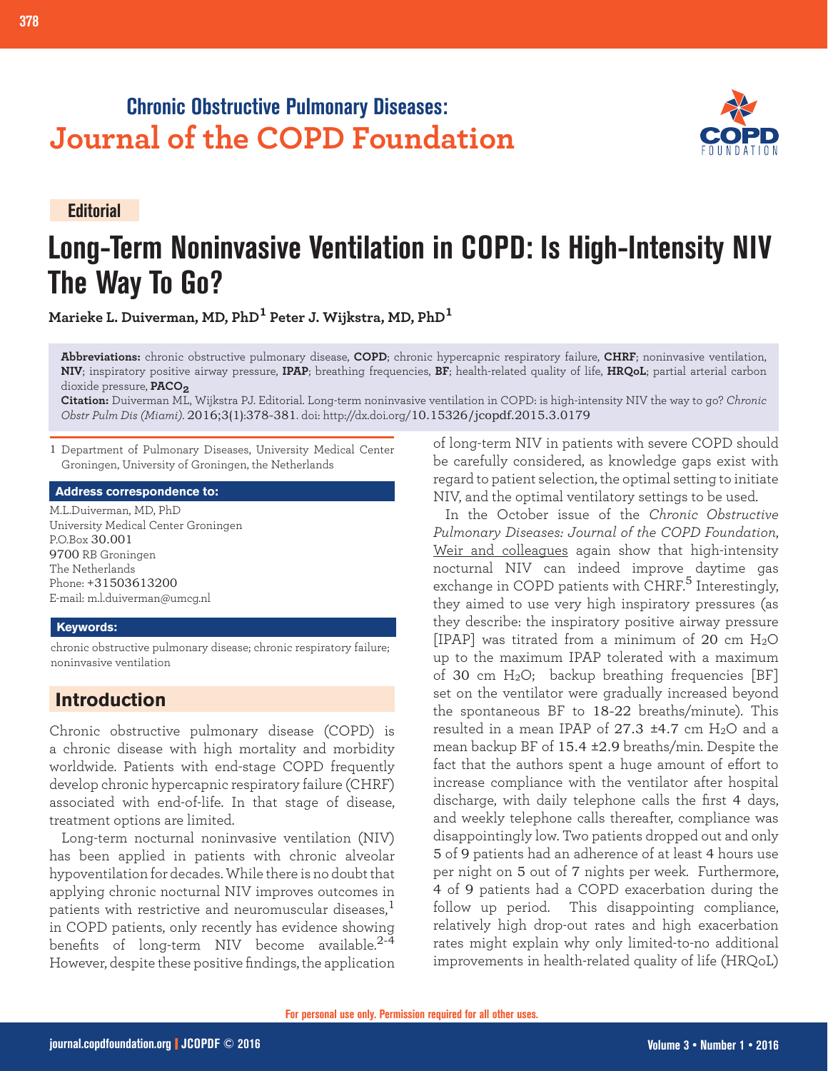**Chronic Obstructive Pulmonary Diseases:**
**Journal of the COPD Foundation**

**Editorial**

# Long-Term Noninvasive Ventilation in COPD: Is High-Intensity NIV The Way To Go?

**Marieke L. Duiverman, MD, PhD[1] Peter J. Wijkstra, MD, PhD[1]**

**Abbreviations:** chronic obstructive pulmonary disease, **COPD**; chronic hypercapnic respiratory failure, **CHRF**; noninvasive ventilation, **NIV**; inspiratory positive airway pressure, **IPAP**; breathing frequencies, **BF**; health-related quality of life, **HRQoL**; partial arterial carbon dioxide pressure, **$PACO_2$**

**Citation:** Duiverman ML, Wijkstra PJ. Editorial. Long-term noninvasive ventilation in COPD: is high-intensity NIV the way to go? *Chronic Obstr Pulm Dis (Miami).* 2016;3(1):378-381. doi: http://dx.doi.org/10.15326/jcopdf.2015.3.0179

1 Department of Pulmonary Diseases, University Medical Center Groningen, University of Groningen, the Netherlands

**Address correspondence to:**

M.L.Duiverman, MD, PhD
University Medical Center Groningen
P.O.Box 30.001
9700 RB Groningen
The Netherlands
Phone: +31503613200
E-mail: m.l.duiverman@umcg.nl

**Keywords:**

chronic obstructive pulmonary disease; chronic respiratory failure; noninvasive ventilation

## Introduction

Chronic obstructive pulmonary disease (COPD) is a chronic disease with high mortality and morbidity worldwide. Patients with end-stage COPD frequently develop chronic hypercapnic respiratory failure (CHRF) associated with end-of-life. In that stage of disease, treatment options are limited.

Long-term nocturnal noninvasive ventilation (NIV) has been applied in patients with chronic alveolar hypoventilation for decades. While there is no doubt that applying chronic nocturnal NIV improves outcomes in patients with restrictive and neuromuscular diseases,[1] in COPD patients, only recently has evidence showing benefits of long-term NIV become available.[2-4] However, despite these positive findings, the application of long-term NIV in patients with severe COPD should be carefully considered, as knowledge gaps exist with regard to patient selection, the optimal setting to initiate NIV, and the optimal ventilatory settings to be used.

In the October issue of the *Chronic Obstructive Pulmonary Diseases: Journal of the COPD Foundation*, Weir and colleagues again show that high-intensity nocturnal NIV can indeed improve daytime gas exchange in COPD patients with CHRF.[5] Interestingly, they aimed to use very high inspiratory pressures (as they describe: the inspiratory positive airway pressure [IPAP] was titrated from a minimum of 20 cm $H_2O$ up to the maximum IPAP tolerated with a maximum of 30 cm $H_2O$; backup breathing frequencies [BF] set on the ventilator were gradually increased beyond the spontaneous BF to 18-22 breaths/minute). This resulted in a mean IPAP of 27.3 ±4.7 cm $H_2O$ and a mean backup BF of 15.4 ±2.9 breaths/min. Despite the fact that the authors spent a huge amount of effort to increase compliance with the ventilator after hospital discharge, with daily telephone calls the first 4 days, and weekly telephone calls thereafter, compliance was disappointingly low. Two patients dropped out and only 5 of 9 patients had an adherence of at least 4 hours use per night on 5 out of 7 nights per week. Furthermore, 4 of 9 patients had a COPD exacerbation during the follow up period. This disappointing compliance, relatively high drop-out rates and high exacerbation rates might explain why only limited-to-no additional improvements in health-related quality of life (HRQoL)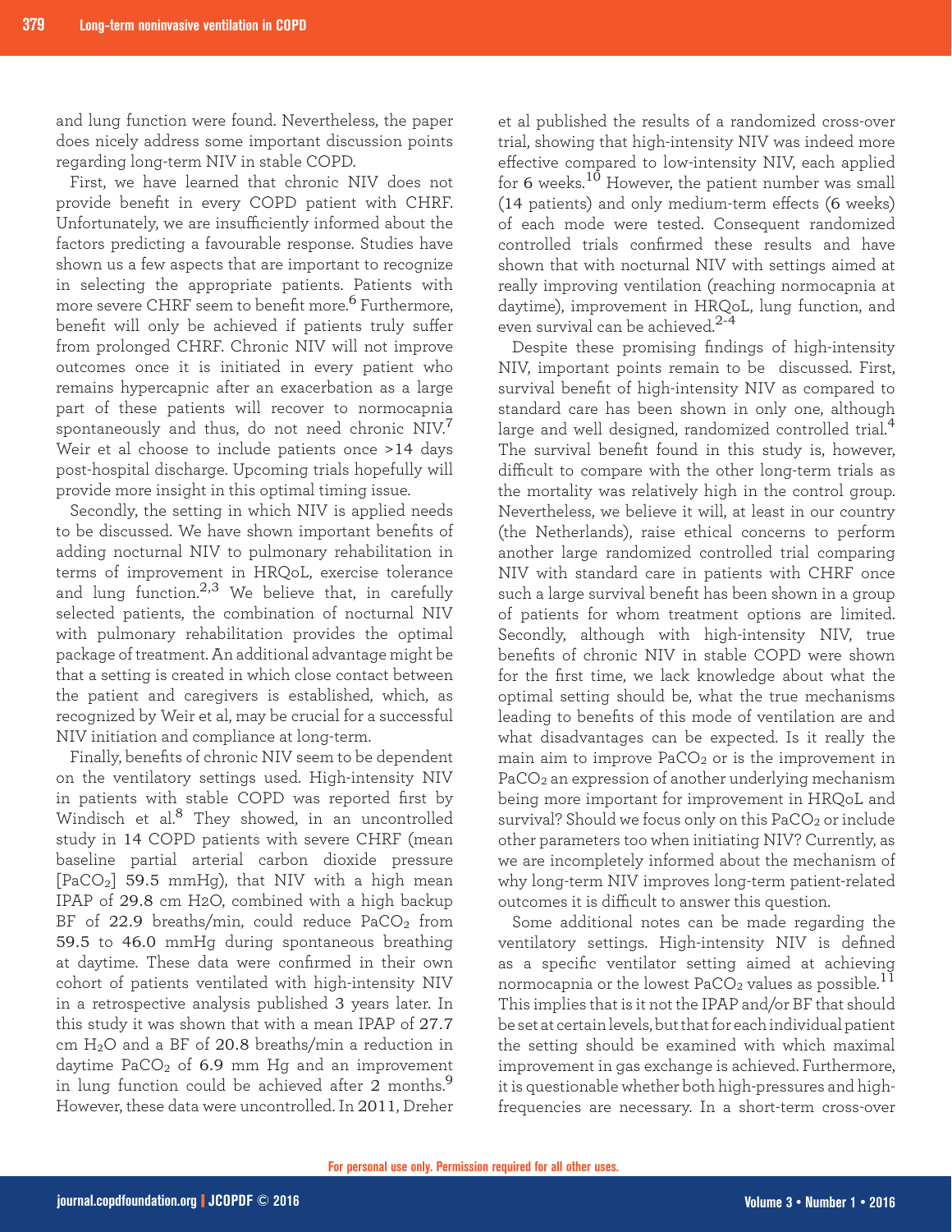and lung function were found. Nevertheless, the paper does nicely address some important discussion points regarding long-term NIV in stable COPD.

First, we have learned that chronic NIV does not provide benefit in every COPD patient with CHRF. Unfortunately, we are insufficiently informed about the factors predicting a favourable response. Studies have shown us a few aspects that are important to recognize in selecting the appropriate patients. Patients with more severe CHRF seem to benefit more.[6] Furthermore, benefit will only be achieved if patients truly suffer from prolonged CHRF. Chronic NIV will not improve outcomes once it is initiated in every patient who remains hypercapnic after an exacerbation as a large part of these patients will recover to normocapnia spontaneously and thus, do not need chronic NIV.[7] Weir et al choose to include patients once >14 days post-hospital discharge. Upcoming trials hopefully will provide more insight in this optimal timing issue.

Secondly, the setting in which NIV is applied needs to be discussed. We have shown important benefits of adding nocturnal NIV to pulmonary rehabilitation in terms of improvement in HRQoL, exercise tolerance and lung function.[2,3] We believe that, in carefully selected patients, the combination of nocturnal NIV with pulmonary rehabilitation provides the optimal package of treatment. An additional advantage might be that a setting is created in which close contact between the patient and caregivers is established, which, as recognized by Weir et al, may be crucial for a successful NIV initiation and compliance at long-term.

Finally, benefits of chronic NIV seem to be dependent on the ventilatory settings used. High-intensity NIV in patients with stable COPD was reported first by Windisch et al.[8] They showed, in an uncontrolled study in 14 COPD patients with severe CHRF (mean baseline partial arterial carbon dioxide pressure [$PaCO_2$] 59.5 mmHg), that NIV with a high mean IPAP of 29.8 cm $H_2O$, combined with a high backup BF of 22.9 breaths/min, could reduce $PaCO_2$ from 59.5 to 46.0 mmHg during spontaneous breathing at daytime. These data were confirmed in their own cohort of patients ventilated with high-intensity NIV in a retrospective analysis published 3 years later. In this study it was shown that with a mean IPAP of 27.7 cm $H_2O$ and a BF of 20.8 breaths/min a reduction in daytime $PaCO_2$ of 6.9 mm Hg and an improvement in lung function could be achieved after 2 months.[9] However, these data were uncontrolled. In 2011, Dreher et al published the results of a randomized cross-over trial, showing that high-intensity NIV was indeed more effective compared to low-intensity NIV, each applied for 6 weeks.[10] However, the patient number was small (14 patients) and only medium-term effects (6 weeks) of each mode were tested. Consequent randomized controlled trials confirmed these results and have shown that with nocturnal NIV with settings aimed at really improving ventilation (reaching normocapnia at daytime), improvement in HRQoL, lung function, and even survival can be achieved.[2-4]

Despite these promising findings of high-intensity NIV, important points remain to be discussed. First, survival benefit of high-intensity NIV as compared to standard care has been shown in only one, although large and well designed, randomized controlled trial.[4] The survival benefit found in this study is, however, difficult to compare with the other long-term trials as the mortality was relatively high in the control group. Nevertheless, we believe it will, at least in our country (the Netherlands), raise ethical concerns to perform another large randomized controlled trial comparing NIV with standard care in patients with CHRF once such a large survival benefit has been shown in a group of patients for whom treatment options are limited. Secondly, although with high-intensity NIV, true benefits of chronic NIV in stable COPD were shown for the first time, we lack knowledge about what the optimal setting should be, what the true mechanisms leading to benefits of this mode of ventilation are and what disadvantages can be expected. Is it really the main aim to improve $PaCO_2$ or is the improvement in $PaCO_2$ an expression of another underlying mechanism being more important for improvement in HRQoL and survival? Should we focus only on this $PaCO_2$ or include other parameters too when initiating NIV? Currently, as we are incompletely informed about the mechanism of why long-term NIV improves long-term patient-related outcomes it is difficult to answer this question.

Some additional notes can be made regarding the ventilatory settings. High-intensity NIV is defined as a specific ventilator setting aimed at achieving normocapnia or the lowest $PaCO_2$ values as possible.[11] This implies that is it not the IPAP and/or BF that should be set at certain levels, but that for each individual patient the setting should be examined with which maximal improvement in gas exchange is achieved. Furthermore, it is questionable whether both high-pressures and high-frequencies are necessary. In a short-term cross-over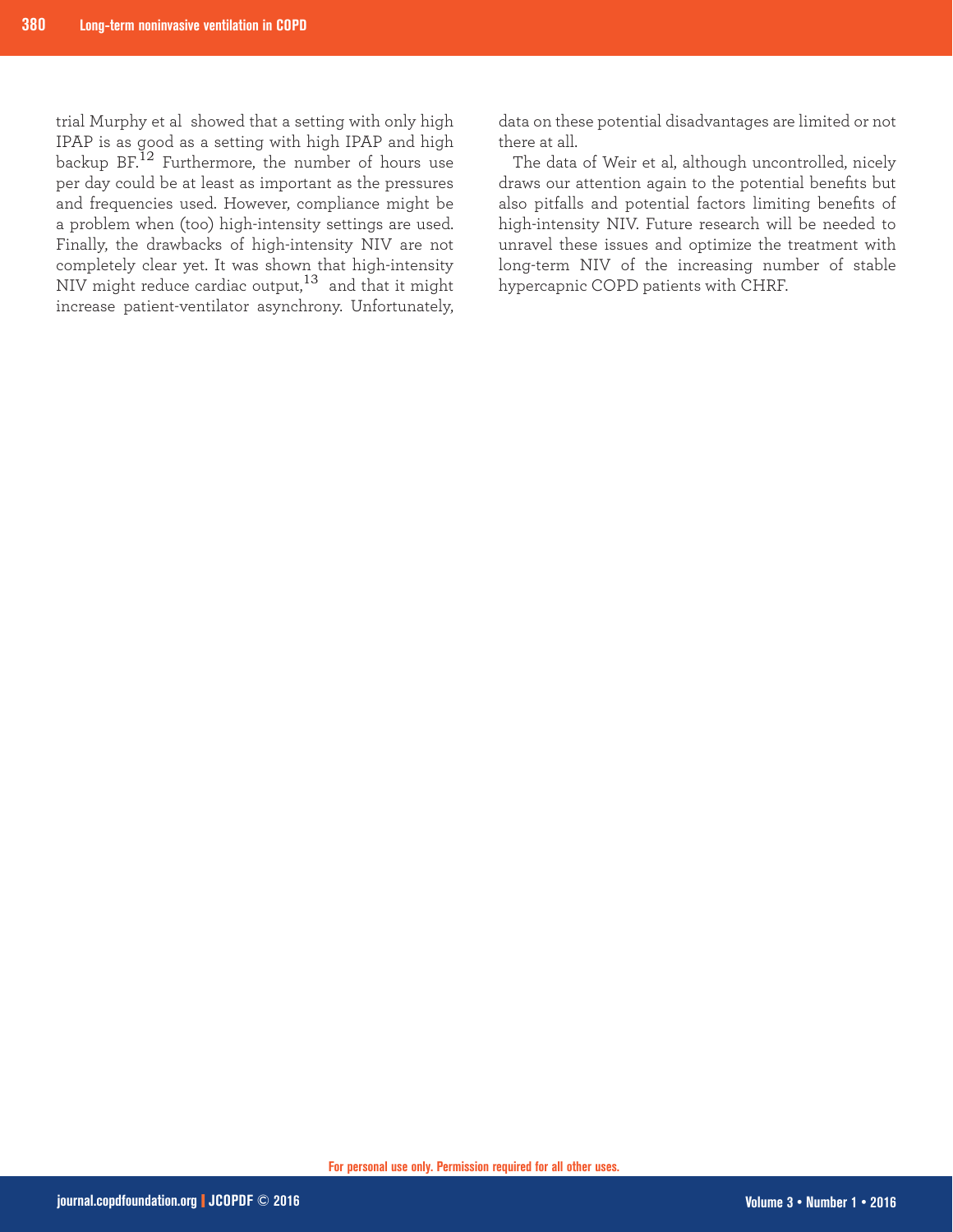trial Murphy et al showed that a setting with only high IPAP is as good as a setting with high IPAP and high backup BF.[12] Furthermore, the number of hours use per day could be at least as important as the pressures and frequencies used. However, compliance might be a problem when (too) high-intensity settings are used. Finally, the drawbacks of high-intensity NIV are not completely clear yet. It was shown that high-intensity NIV might reduce cardiac output,[13] and that it might increase patient-ventilator asynchrony. Unfortunately, data on these potential disadvantages are limited or not there at all.

The data of Weir et al, although uncontrolled, nicely draws our attention again to the potential benefits but also pitfalls and potential factors limiting benefits of high-intensity NIV. Future research will be needed to unravel these issues and optimize the treatment with long-term NIV of the increasing number of stable hypercapnic COPD patients with CHRF.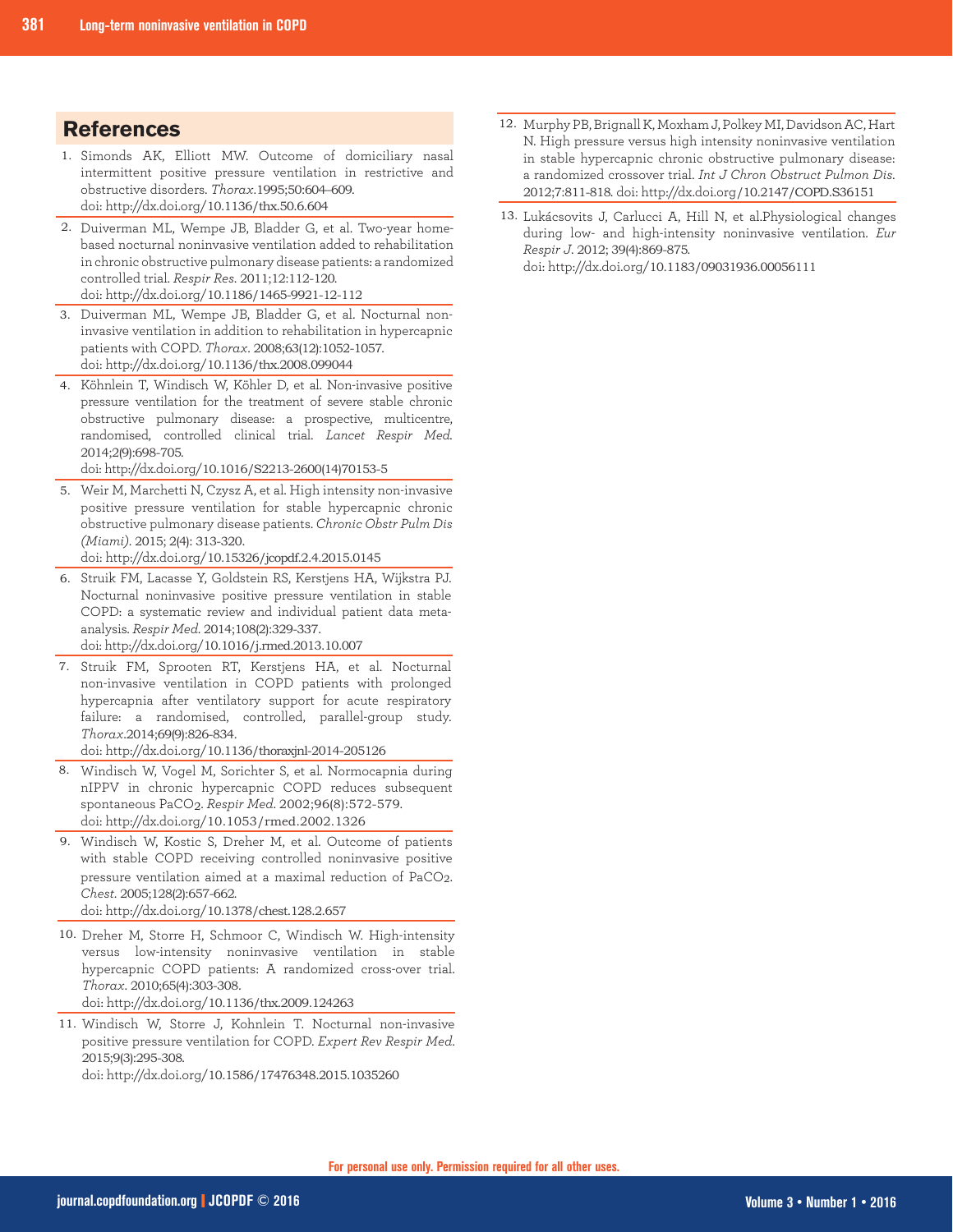## References

1. Simonds AK, Elliott MW. Outcome of domiciliary nasal intermittent positive pressure ventilation in restrictive and obstructive disorders. *Thorax*.1995;50:604–609. doi: http://dx.doi.org/10.1136/thx.50.6.604
2. Duiverman ML, Wempe JB, Bladder G, et al. Two-year home-based nocturnal noninvasive ventilation added to rehabilitation in chronic obstructive pulmonary disease patients: a randomized controlled trial. *Respir Res*. 2011;12:112-120. doi: http://dx.doi.org/10.1186/1465-9921-12-112
3. Duiverman ML, Wempe JB, Bladder G, et al. Nocturnal non-invasive ventilation in addition to rehabilitation in hypercapnic patients with COPD. *Thorax*. 2008;63(12):1052-1057. doi: http://dx.doi.org/10.1136/thx.2008.099044
4. Köhnlein T, Windisch W, Köhler D, et al. Non-invasive positive pressure ventilation for the treatment of severe stable chronic obstructive pulmonary disease: a prospective, multicentre, randomised, controlled clinical trial. *Lancet Respir Med*. 2014;2(9):698-705. doi: http://dx.doi.org/10.1016/S2213-2600(14)70153-5
5. Weir M, Marchetti N, Czysz A, et al. High intensity non-invasive positive pressure ventilation for stable hypercapnic chronic obstructive pulmonary disease patients. *Chronic Obstr Pulm Dis (Miami)*. 2015; 2(4): 313-320. doi: http://dx.doi.org/10.15326/jcopdf.2.4.2015.0145
6. Struik FM, Lacasse Y, Goldstein RS, Kerstjens HA, Wijkstra PJ. Nocturnal noninvasive positive pressure ventilation in stable COPD: a systematic review and individual patient data meta-analysis. *Respir Med*. 2014;108(2):329-337. doi: http://dx.doi.org/10.1016/j.rmed.2013.10.007
7. Struik FM, Sprooten RT, Kerstjens HA, et al. Nocturnal non-invasive ventilation in COPD patients with prolonged hypercapnia after ventilatory support for acute respiratory failure: a randomised, controlled, parallel-group study. *Thorax*.2014;69(9):826-834. doi: http://dx.doi.org/10.1136/thoraxjnl-2014-205126
8. Windisch W, Vogel M, Sorichter S, et al. Normocapnia during nIPPV in chronic hypercapnic COPD reduces subsequent spontaneous $PaCO_2$. *Respir Med*. 2002;96(8):572-579. doi: http://dx.doi.org/10.1053/rmed.2002.1326
9. Windisch W, Kostic S, Dreher M, et al. Outcome of patients with stable COPD receiving controlled noninvasive positive pressure ventilation aimed at a maximal reduction of $PaCO_2$. *Chest*. 2005;128(2):657-662. doi: http://dx.doi.org/10.1378/chest.128.2.657
10. Dreher M, Storre H, Schmoor C, Windisch W. High-intensity versus low-intensity noninvasive ventilation in stable hypercapnic COPD patients: A randomized cross-over trial. *Thorax*. 2010;65(4):303-308. doi: http://dx.doi.org/10.1136/thx.2009.124263
11. Windisch W, Storre J, Kohnlein T. Nocturnal non-invasive positive pressure ventilation for COPD. *Expert Rev Respir Med*. 2015;9(3):295-308. doi: http://dx.doi.org/10.1586/17476348.2015.1035260
12. Murphy PB, Brignall K, Moxham J, Polkey MI, Davidson AC, Hart N. High pressure versus high intensity noninvasive ventilation in stable hypercapnic chronic obstructive pulmonary disease: a randomized crossover trial. *Int J Chron Obstruct Pulmon Dis*. 2012;7:811-818. doi: http://dx.doi.org/10.2147/COPD.S36151
13. Lukácsovits J, Carlucci A, Hill N, et al.Physiological changes during low- and high-intensity noninvasive ventilation. *Eur Respir J*. 2012; 39(4):869-875. doi: http://dx.doi.org/10.1183/09031936.00056111